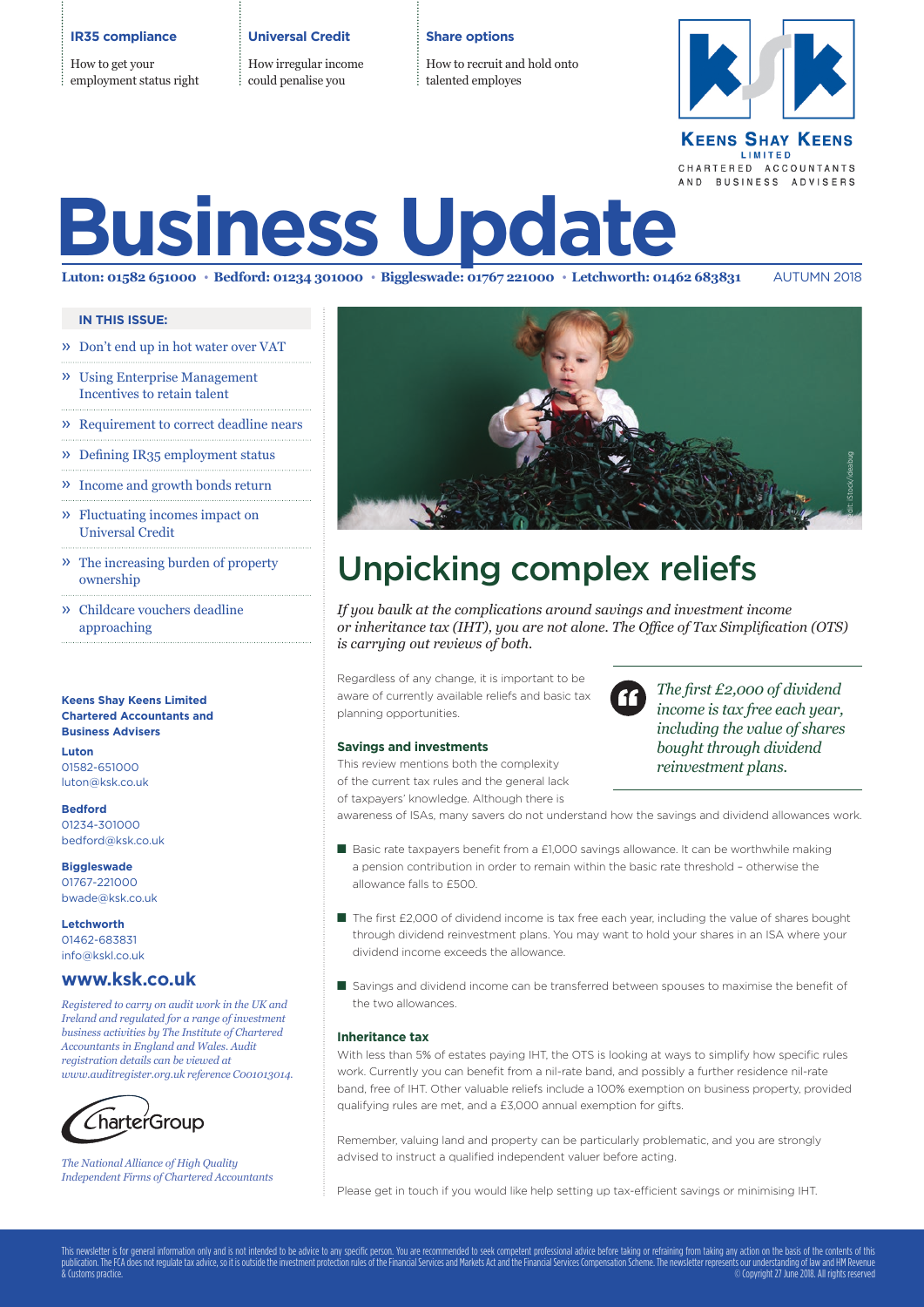**IR35 compliance**

How to get your employment status right

**Universal Credit**

How irregular income could penalise you

**Share options**

How to recruit and hold onto talented employes

KEENS SHAY KEENS LIMITED
CHARTERED ACCOUNTANTS AND BUSINESS ADVISERS

# Business Update

**Luton: 01582 651000 • Bedford: 01234 301000 • Biggleswade: 01767 221000 • Letchworth: 01462 683831** AUTUMN 2018

**IN THIS ISSUE:**

- » Don't end up in hot water over VAT
- » Using Enterprise Management Incentives to retain talent
- » Requirement to correct deadline nears
- » Defining IR35 employment status
- » Income and growth bonds return
- » Fluctuating incomes impact on Universal Credit
- » The increasing burden of property ownership
- » Childcare vouchers deadline approaching

**Keens Shay Keens Limited Chartered Accountants and Business Advisers**

**Luton**
01582-651000
luton@ksk.co.uk

**Bedford**
01234-301000
bedford@ksk.co.uk

**Biggleswade**
01767-221000
bwade@ksk.co.uk

**Letchworth**
01462-683831
info@kskl.co.uk

**www.ksk.co.uk**

*Registered to carry on audit work in the UK and Ireland and regulated for a range of investment business activities by The Institute of Chartered Accountants in England and Wales. Audit registration details can be viewed at www.auditregister.org.uk reference C001013014.*

CharterGroup

*The National Alliance of High Quality Independent Firms of Chartered Accountants*

## Unpicking complex reliefs

*If you baulk at the complications around savings and investment income or inheritance tax (IHT), you are not alone. The Office of Tax Simplification (OTS) is carrying out reviews of both.*

Regardless of any change, it is important to be aware of currently available reliefs and basic tax planning opportunities.

> *The first £2,000 of dividend income is tax free each year, including the value of shares bought through dividend reinvestment plans.*

### Savings and investments

This review mentions both the complexity of the current tax rules and the general lack of taxpayers' knowledge. Although there is awareness of ISAs, many savers do not understand how the savings and dividend allowances work.

- Basic rate taxpayers benefit from a £1,000 savings allowance. It can be worthwhile making a pension contribution in order to remain within the basic rate threshold – otherwise the allowance falls to £500.
- The first £2,000 of dividend income is tax free each year, including the value of shares bought through dividend reinvestment plans. You may want to hold your shares in an ISA where your dividend income exceeds the allowance.
- Savings and dividend income can be transferred between spouses to maximise the benefit of the two allowances.

### Inheritance tax

With less than 5% of estates paying IHT, the OTS is looking at ways to simplify how specific rules work. Currently you can benefit from a nil-rate band, and possibly a further residence nil-rate band, free of IHT. Other valuable reliefs include a 100% exemption on business property, provided qualifying rules are met, and a £3,000 annual exemption for gifts.

Remember, valuing land and property can be particularly problematic, and you are strongly advised to instruct a qualified independent valuer before acting.

Please get in touch if you would like help setting up tax-efficient savings or minimising IHT.

This newsletter is for general information only and is not intended to be advice to any specific person. You are recommended to seek competent professional advice before taking or refraining from taking any action on the basis of the contents of this publication. The FCA does not regulate tax advice, so it is outside the investment protection rules of the Financial Services and Markets Act and the Financial Services Compensation Scheme. The newsletter represents our understanding of law and HM Revenue & Customs practice. © Copyright 27 June 2018. All rights reserved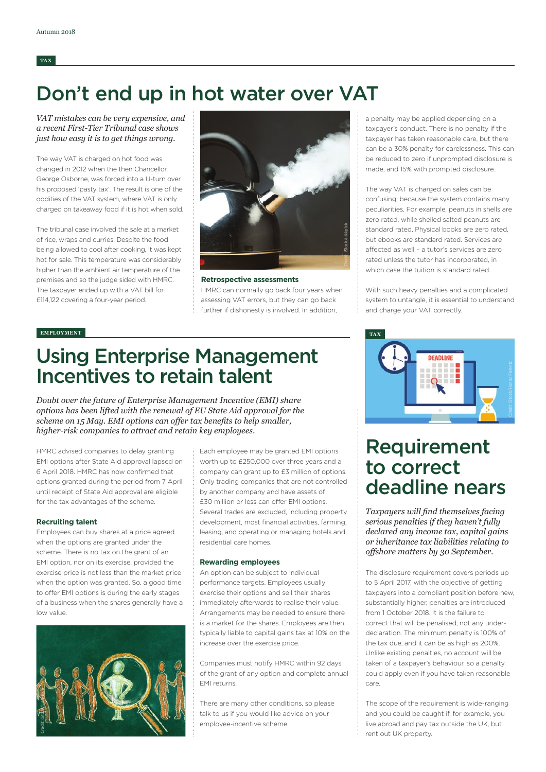TAX

# Don't end up in hot water over VAT

*VAT mistakes can be very expensive, and a recent First-Tier Tribunal case shows just how easy it is to get things wrong.*

The way VAT is charged on hot food was changed in 2012 when the then Chancellor, George Osborne, was forced into a U-turn over his proposed 'pasty tax'. The result is one of the oddities of the VAT system, where VAT is only charged on takeaway food if it is hot when sold.

The tribunal case involved the sale at a market of rice, wraps and curries. Despite the food being allowed to cool after cooking, it was kept hot for sale. This temperature was considerably higher than the ambient air temperature of the premises and so the judge sided with HMRC. The taxpayer ended up with a VAT bill for £114,122 covering a four-year period.

### Retrospective assessments

HMRC can normally go back four years when assessing VAT errors, but they can go back further if dishonesty is involved. In addition, a penalty may be applied depending on a taxpayer's conduct. There is no penalty if the taxpayer has taken reasonable care, but there can be a 30% penalty for carelessness. This can be reduced to zero if unprompted disclosure is made, and 15% with prompted disclosure.

The way VAT is charged on sales can be confusing, because the system contains many peculiarities. For example, peanuts in shells are zero rated, while shelled salted peanuts are standard rated. Physical books are zero rated, but ebooks are standard rated. Services are affected as well – a tutor's services are zero rated unless the tutor has incorporated, in which case the tuition is standard rated.

With such heavy penalties and a complicated system to untangle, it is essential to understand and charge your VAT correctly.

EMPLOYMENT

# Using Enterprise Management Incentives to retain talent

*Doubt over the future of Enterprise Management Incentive (EMI) share options has been lifted with the renewal of EU State Aid approval for the scheme on 15 May. EMI options can offer tax benefits to help smaller, higher-risk companies to attract and retain key employees.*

HMRC advised companies to delay granting EMI options after State Aid approval lapsed on 6 April 2018. HMRC has now confirmed that options granted during the period from 7 April until receipt of State Aid approval are eligible for the tax advantages of the scheme.

### Recruiting talent

Employees can buy shares at a price agreed when the options are granted under the scheme. There is no tax on the grant of an EMI option, nor on its exercise, provided the exercise price is not less than the market price when the option was granted. So, a good time to offer EMI options is during the early stages of a business when the shares generally have a low value.

Each employee may be granted EMI options worth up to £250,000 over three years and a company can grant up to £3 million of options. Only trading companies that are not controlled by another company and have assets of £30 million or less can offer EMI options. Several trades are excluded, including property development, most financial activities, farming, leasing, and operating or managing hotels and residential care homes.

### Rewarding employees

An option can be subject to individual performance targets. Employees usually exercise their options and sell their shares immediately afterwards to realise their value. Arrangements may be needed to ensure there is a market for the shares. Employees are then typically liable to capital gains tax at 10% on the increase over the exercise price.

Companies must notify HMRC within 92 days of the grant of any option and complete annual EMI returns.

There are many other conditions, so please talk to us if you would like advice on your employee-incentive scheme.

TAX

# Requirement to correct deadline nears

*Taxpayers will find themselves facing serious penalties if they haven't fully declared any income tax, capital gains or inheritance tax liabilities relating to offshore matters by 30 September.*

The disclosure requirement covers periods up to 5 April 2017, with the objective of getting taxpayers into a compliant position before new, substantially higher, penalties are introduced from 1 October 2018. It is the failure to correct that will be penalised, not any under-declaration. The minimum penalty is 100% of the tax due, and it can be as high as 200%. Unlike existing penalties, no account will be taken of a taxpayer's behaviour, so a penalty could apply even if you have taken reasonable care.

The scope of the requirement is wide-ranging and you could be caught if, for example, you live abroad and pay tax outside the UK, but rent out UK property.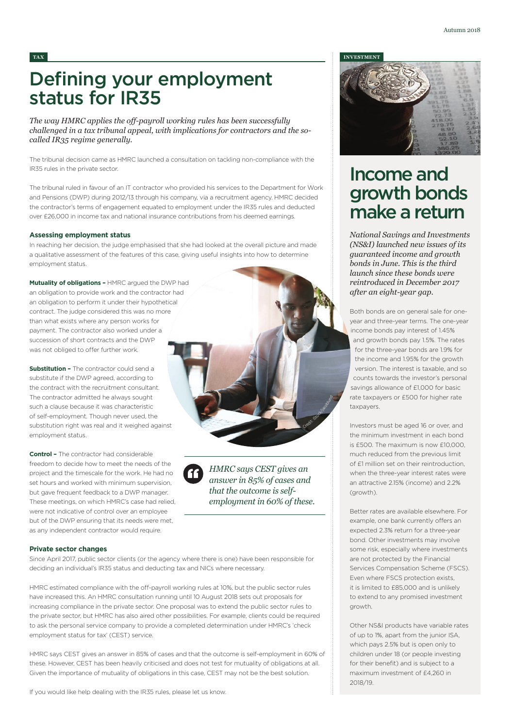TAX

# Defining your employment status for IR35

*The way HMRC applies the off-payroll working rules has been successfully challenged in a tax tribunal appeal, with implications for contractors and the so-called IR35 regime generally.*

The tribunal decision came as HMRC launched a consultation on tackling non-compliance with the IR35 rules in the private sector.

The tribunal ruled in favour of an IT contractor who provided his services to the Department for Work and Pensions (DWP) during 2012/13 through his company, via a recruitment agency. HMRC decided the contractor's terms of engagement equated to employment under the IR35 rules and deducted over £26,000 in income tax and national insurance contributions from his deemed earnings.

### Assessing employment status

In reaching her decision, the judge emphasised that she had looked at the overall picture and made a qualitative assessment of the features of this case, giving useful insights into how to determine employment status.

**Mutuality of obligations –** HMRC argued the DWP had an obligation to provide work and the contractor had an obligation to perform it under their hypothetical contract. The judge considered this was no more than what exists where any person works for payment. The contractor also worked under a succession of short contracts and the DWP was not obliged to offer further work.

**Substitution –** The contractor could send a substitute if the DWP agreed, according to the contract with the recruitment consultant. The contractor admitted he always sought such a clause because it was characteristic of self-employment. Though never used, the substitution right was real and it weighed against employment status.

**Control –** The contractor had considerable freedom to decide how to meet the needs of the project and the timescale for the work. He had no set hours and worked with minimum supervision, but gave frequent feedback to a DWP manager. These meetings, on which HMRC's case had relied, were not indicative of control over an employee but of the DWP ensuring that its needs were met, as any independent contractor would require.

> *HMRC says CEST gives an answer in 85% of cases and that the outcome is self-employment in 60% of these.*

### Private sector changes

Since April 2017, public sector clients (or the agency where there is one) have been responsible for deciding an individual's IR35 status and deducting tax and NICs where necessary.

HMRC estimated compliance with the off-payroll working rules at 10%, but the public sector rules have increased this. An HMRC consultation running until 10 August 2018 sets out proposals for increasing compliance in the private sector. One proposal was to extend the public sector rules to the private sector, but HMRC has also aired other possibilities. For example, clients could be required to ask the personal service company to provide a completed determination under HMRC's 'check employment status for tax' (CEST) service.

HMRC says CEST gives an answer in 85% of cases and that the outcome is self-employment in 60% of these. However, CEST has been heavily criticised and does not test for mutuality of obligations at all. Given the importance of mutuality of obligations in this case, CEST may not be the best solution.

If you would like help dealing with the IR35 rules, please let us know.

INVESTMENT

# Income and growth bonds make a return

*National Savings and Investments (NS&I) launched new issues of its guaranteed income and growth bonds in June. This is the third launch since these bonds were reintroduced in December 2017 after an eight-year gap.*

Both bonds are on general sale for one-year and three-year terms. The one-year income bonds pay interest of 1.45% and growth bonds pay 1.5%. The rates for the three-year bonds are 1.9% for the income and 1.95% for the growth version. The interest is taxable, and so counts towards the investor's personal savings allowance of £1,000 for basic rate taxpayers or £500 for higher rate taxpayers.

Investors must be aged 16 or over, and the minimum investment in each bond is £500. The maximum is now £10,000, much reduced from the previous limit of £1 million set on their reintroduction, when the three-year interest rates were an attractive 2.15% (income) and 2.2% (growth).

Better rates are available elsewhere. For example, one bank currently offers an expected 2.3% return for a three-year bond. Other investments may involve some risk, especially where investments are not protected by the Financial Services Compensation Scheme (FSCS). Even where FSCS protection exists, it is limited to £85,000 and is unlikely to extend to any promised investment growth.

Other NS&I products have variable rates of up to 1%, apart from the junior ISA, which pays 2.5% but is open only to children under 18 (or people investing for their benefit) and is subject to a maximum investment of £4,260 in 2018/19.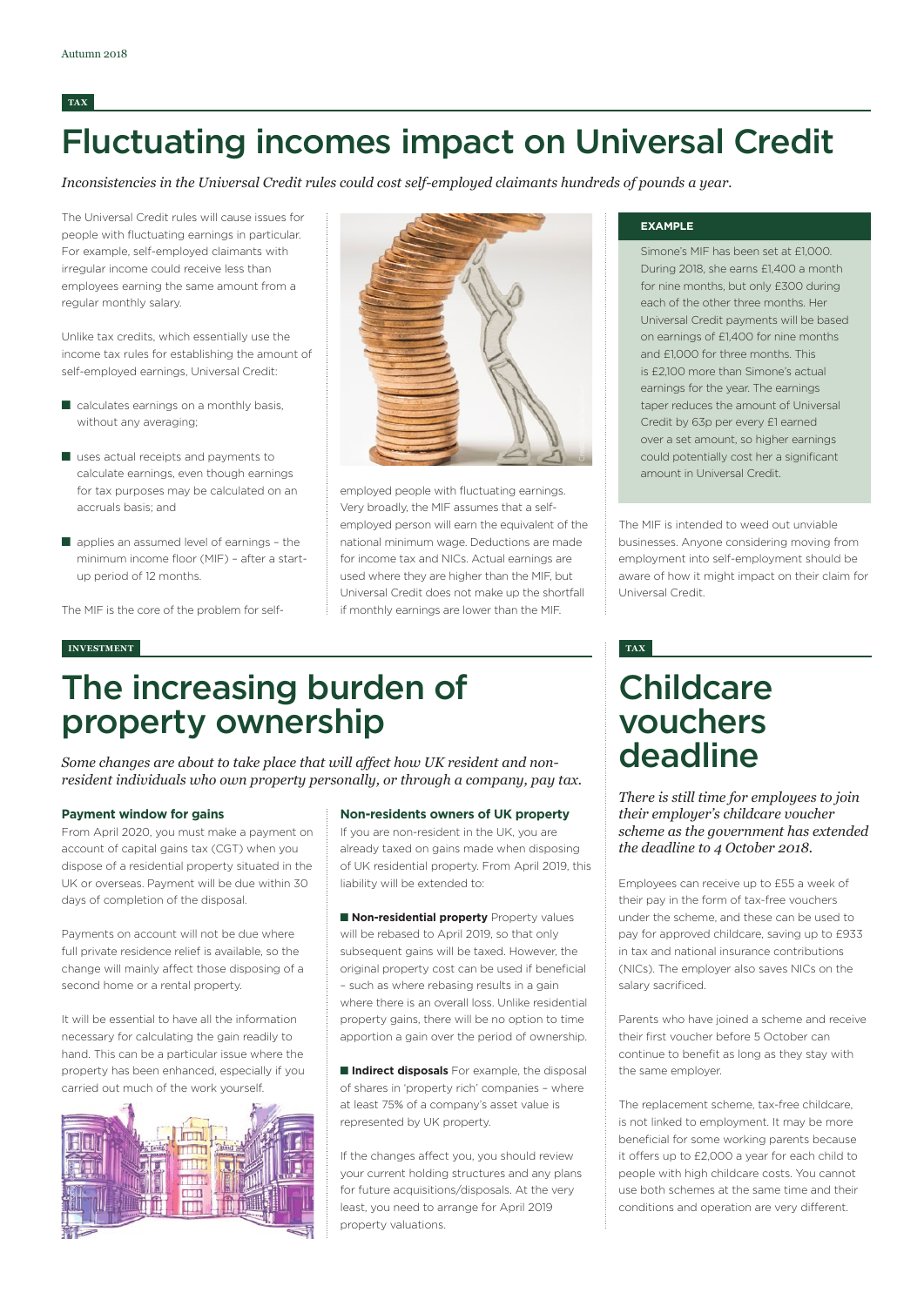TAX

# Fluctuating incomes impact on Universal Credit

*Inconsistencies in the Universal Credit rules could cost self-employed claimants hundreds of pounds a year.*

The Universal Credit rules will cause issues for people with fluctuating earnings in particular. For example, self-employed claimants with irregular income could receive less than employees earning the same amount from a regular monthly salary.

Unlike tax credits, which essentially use the income tax rules for establishing the amount of self-employed earnings, Universal Credit:

- calculates earnings on a monthly basis, without any averaging;
- uses actual receipts and payments to calculate earnings, even though earnings for tax purposes may be calculated on an accruals basis; and
- applies an assumed level of earnings – the minimum income floor (MIF) – after a start-up period of 12 months.

The MIF is the core of the problem for self-employed people with fluctuating earnings. Very broadly, the MIF assumes that a self-employed person will earn the equivalent of the national minimum wage. Deductions are made for income tax and NICs. Actual earnings are used where they are higher than the MIF, but Universal Credit does not make up the shortfall if monthly earnings are lower than the MIF.

**EXAMPLE**

Simone's MIF has been set at £1,000. During 2018, she earns £1,400 a month for nine months, but only £300 during each of the other three months. Her Universal Credit payments will be based on earnings of £1,400 for nine months and £1,000 for three months. This is £2,100 more than Simone's actual earnings for the year. The earnings taper reduces the amount of Universal Credit by 63p per every £1 earned over a set amount, so higher earnings could potentially cost her a significant amount in Universal Credit.

The MIF is intended to weed out unviable businesses. Anyone considering moving from employment into self-employment should be aware of how it might impact on their claim for Universal Credit.

INVESTMENT

# The increasing burden of property ownership

*Some changes are about to take place that will affect how UK resident and non-resident individuals who own property personally, or through a company, pay tax.*

## Payment window for gains

From April 2020, you must make a payment on account of capital gains tax (CGT) when you dispose of a residential property situated in the UK or overseas. Payment will be due within 30 days of completion of the disposal.

Payments on account will not be due where full private residence relief is available, so the change will mainly affect those disposing of a second home or a rental property.

It will be essential to have all the information necessary for calculating the gain readily to hand. This can be a particular issue where the property has been enhanced, especially if you carried out much of the work yourself.

## Non-residents owners of UK property

If you are non-resident in the UK, you are already taxed on gains made when disposing of UK residential property. From April 2019, this liability will be extended to:

- **Non-residential property** Property values will be rebased to April 2019, so that only subsequent gains will be taxed. However, the original property cost can be used if beneficial – such as where rebasing results in a gain where there is an overall loss. Unlike residential property gains, there will be no option to time apportion a gain over the period of ownership.
- **Indirect disposals** For example, the disposal of shares in 'property rich' companies – where at least 75% of a company's asset value is represented by UK property.

If the changes affect you, you should review your current holding structures and any plans for future acquisitions/disposals. At the very least, you need to arrange for April 2019 property valuations.

TAX

# Childcare vouchers deadline

*There is still time for employees to join their employer's childcare voucher scheme as the government has extended the deadline to 4 October 2018.*

Employees can receive up to £55 a week of their pay in the form of tax-free vouchers under the scheme, and these can be used to pay for approved childcare, saving up to £933 in tax and national insurance contributions (NICs). The employer also saves NICs on the salary sacrificed.

Parents who have joined a scheme and receive their first voucher before 5 October can continue to benefit as long as they stay with the same employer.

The replacement scheme, tax-free childcare, is not linked to employment. It may be more beneficial for some working parents because it offers up to £2,000 a year for each child to people with high childcare costs. You cannot use both schemes at the same time and their conditions and operation are very different.